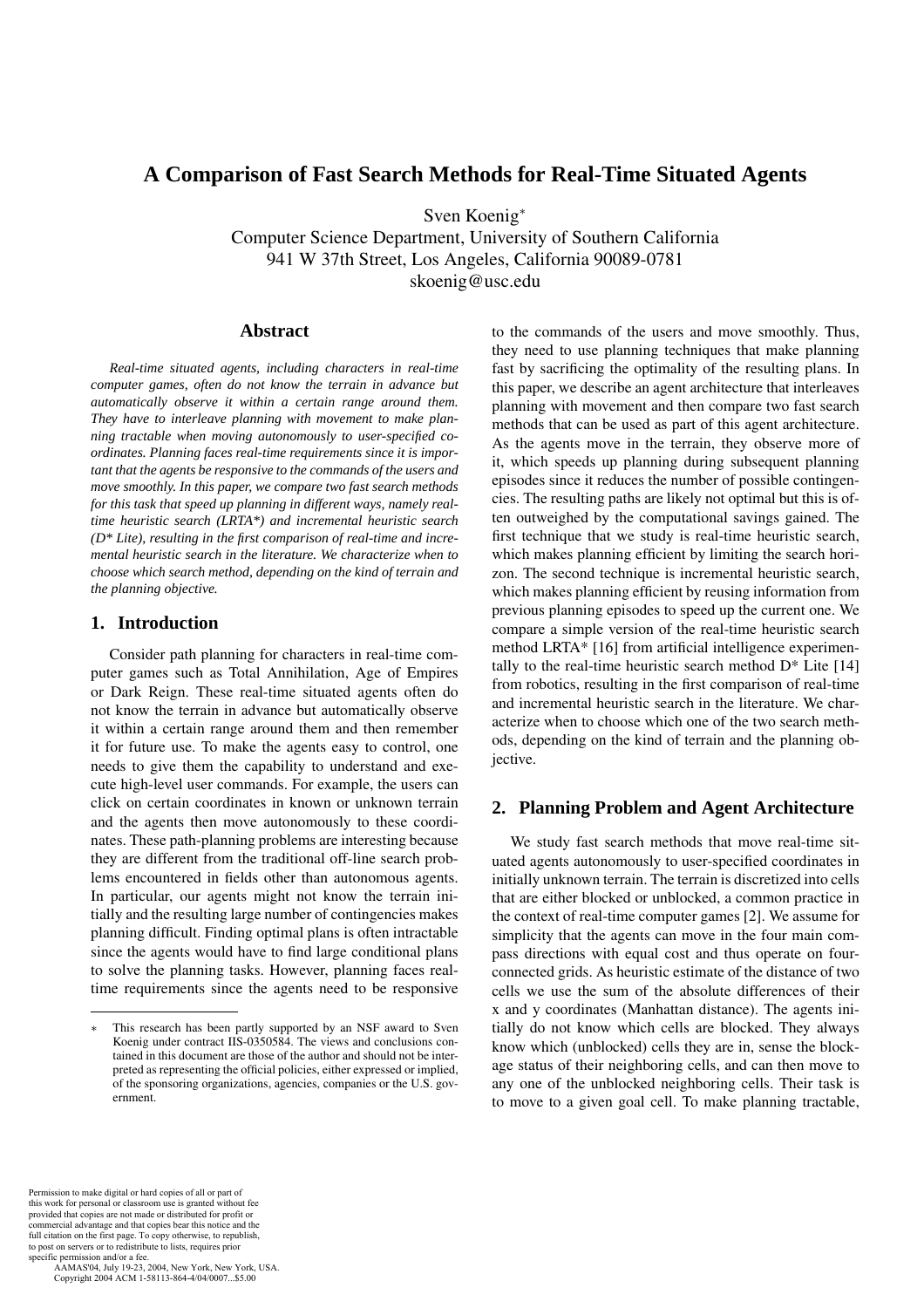# A Comparison of Fast Search Methods for Real-Time Situated Agents

Sven Koenig*
Computer Science Department, University of Southern California
941 W 37th Street, Los Angeles, California 90089-0781
skoenig@usc.edu

## Abstract

*Real-time situated agents, including characters in real-time computer games, often do not know the terrain in advance but automatically observe it within a certain range around them. They have to interleave planning with movement to make planning tractable when moving autonomously to user-specified coordinates. Planning faces real-time requirements since it is important that the agents be responsive to the commands of the users and move smoothly. In this paper, we compare two fast search methods for this task that speed up planning in different ways, namely real-time heuristic search (LRTA*) and incremental heuristic search (D* Lite), resulting in the first comparison of real-time and incremental heuristic search in the literature. We characterize when to choose which search method, depending on the kind of terrain and the planning objective.*

## 1. Introduction

Consider path planning for characters in real-time computer games such as Total Annihilation, Age of Empires or Dark Reign. These real-time situated agents often do not know the terrain in advance but automatically observe it within a certain range around them and then remember it for future use. To make the agents easy to control, one needs to give them the capability to understand and execute high-level user commands. For example, the users can click on certain coordinates in known or unknown terrain and the agents then move autonomously to these coordinates. These path-planning problems are interesting because they are different from the traditional off-line search problems encountered in fields other than autonomous agents. In particular, our agents might not know the terrain initially and the resulting large number of contingencies makes planning difficult. Finding optimal plans is often intractable since the agents would have to find large conditional plans to solve the planning tasks. However, planning faces real-time requirements since the agents need to be responsive to the commands of the users and move smoothly. Thus, they need to use planning techniques that make planning fast by sacrificing the optimality of the resulting plans. In this paper, we describe an agent architecture that interleaves planning with movement and then compare two fast search methods that can be used as part of this agent architecture. As the agents move in the terrain, they observe more of it, which speeds up planning during subsequent planning episodes since it reduces the number of possible contingencies. The resulting paths are likely not optimal but this is often outweighed by the computational savings gained. The first technique that we study is real-time heuristic search, which makes planning efficient by limiting the search horizon. The second technique is incremental heuristic search, which makes planning efficient by reusing information from previous planning episodes to speed up the current one. We compare a simple version of the real-time heuristic search method LRTA* [16] from artificial intelligence experimentally to the real-time heuristic search method D* Lite [14] from robotics, resulting in the first comparison of real-time and incremental heuristic search in the literature. We characterize when to choose which one of the two search methods, depending on the kind of terrain and the planning objective.

## 2. Planning Problem and Agent Architecture

We study fast search methods that move real-time situated agents autonomously to user-specified coordinates in initially unknown terrain. The terrain is discretized into cells that are either blocked or unblocked, a common practice in the context of real-time computer games [2]. We assume for simplicity that the agents can move in the four main compass directions with equal cost and thus operate on four-connected grids. As heuristic estimate of the distance of two cells we use the sum of the absolute differences of their x and y coordinates (Manhattan distance). The agents initially do not know which cells are blocked. They always know which (unblocked) cells they are in, sense the blockage status of their neighboring cells, and can then move to any one of the unblocked neighboring cells. Their task is to move to a given goal cell. To make planning tractable,

* This research has been partly supported by an NSF award to Sven Koenig under contract IIS-0350584. The views and conclusions contained in this document are those of the author and should not be interpreted as representing the official policies, either expressed or implied, of the sponsoring organizations, agencies, companies or the U.S. government.

Permission to make digital or hard copies of all or part of this work for personal or classroom use is granted without fee provided that copies are not made or distributed for profit or commercial advantage and that copies bear this notice and the full citation on the first page. To copy otherwise, to republish, to post on servers or to redistribute to lists, requires prior specific permission and/or a fee.
AAMAS'04, July 19-23, 2004, New York, New York, USA.
Copyright 2004 ACM 1-58113-864-4/04/0007...$5.00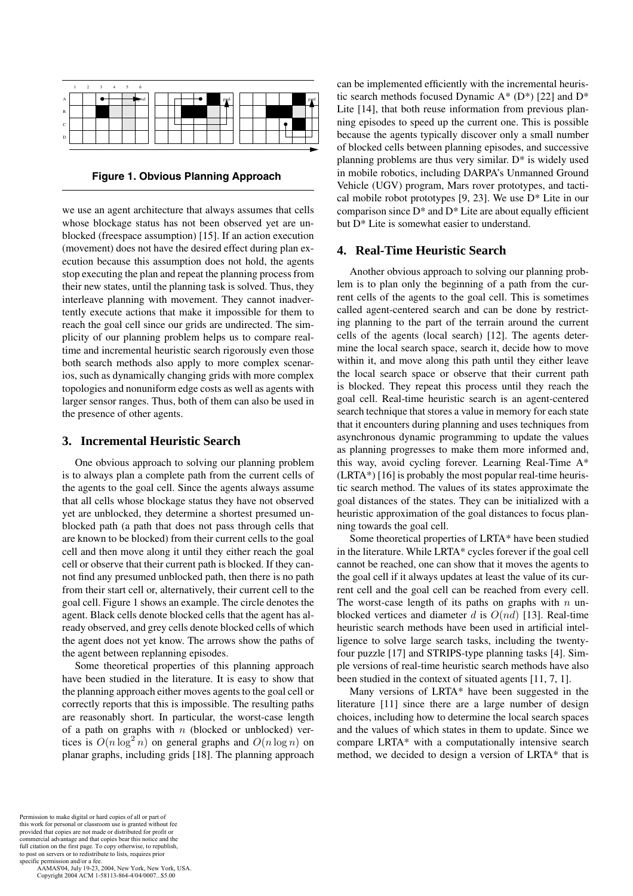**Figure 1. Obvious Planning Approach**

we use an agent architecture that always assumes that cells whose blockage status has not been observed yet are unblocked (freespace assumption) [15]. If an action execution (movement) does not have the desired effect during plan execution because this assumption does not hold, the agents stop executing the plan and repeat the planning process from their new states, until the planning task is solved. Thus, they interleave planning with movement. They cannot inadvertently execute actions that make it impossible for them to reach the goal cell since our grids are undirected. The simplicity of our planning problem helps us to compare real-time and incremental heuristic search rigorously even those both search methods also apply to more complex scenarios, such as dynamically changing grids with more complex topologies and nonuniform edge costs as well as agents with larger sensor ranges. Thus, both of them can also be used in the presence of other agents.

## 3. Incremental Heuristic Search

One obvious approach to solving our planning problem is to always plan a complete path from the current cells of the agents to the goal cell. Since the agents always assume that all cells whose blockage status they have not observed yet are unblocked, they determine a shortest presumed unblocked path (a path that does not pass through cells that are known to be blocked) from their current cells to the goal cell and then move along it until they either reach the goal cell or observe that their current path is blocked. If they cannot find any presumed unblocked path, then there is no path from their start cell or, alternatively, their current cell to the goal cell. Figure 1 shows an example. The circle denotes the agent. Black cells denote blocked cells that the agent has already observed, and grey cells denote blocked cells of which the agent does not yet know. The arrows show the paths of the agent between replanning episodes.

Some theoretical properties of this planning approach have been studied in the literature. It is easy to show that the planning approach either moves agents to the goal cell or correctly reports that this is impossible. The resulting paths are reasonably short. In particular, the worst-case length of a path on graphs with $n$ (blocked or unblocked) vertices is $O(n \log^2 n)$ on general graphs and $O(n \log n)$ on planar graphs, including grids [18]. The planning approach can be implemented efficiently with the incremental heuristic search methods focused Dynamic A* (D*) [22] and D* Lite [14], that both reuse information from previous planning episodes to speed up the current one. This is possible because the agents typically discover only a small number of blocked cells between planning episodes, and successive planning problems are thus very similar. D* is widely used in mobile robotics, including DARPA's Unmanned Ground Vehicle (UGV) program, Mars rover prototypes, and tactical mobile robot prototypes [9, 23]. We use D* Lite in our comparison since D* and D* Lite are about equally efficient but D* Lite is somewhat easier to understand.

## 4. Real-Time Heuristic Search

Another obvious approach to solving our planning problem is to plan only the beginning of a path from the current cells of the agents to the goal cell. This is sometimes called agent-centered search and can be done by restricting planning to the part of the terrain around the current cells of the agents (local search) [12]. The agents determine the local search space, search it, decide how to move within it, and move along this path until they either leave the local search space or observe that their current path is blocked. They repeat this process until they reach the goal cell. Real-time heuristic search is an agent-centered search technique that stores a value in memory for each state that it encounters during planning and uses techniques from asynchronous dynamic programming to update the values as planning progresses to make them more informed and, this way, avoid cycling forever. Learning Real-Time A* (LRTA*) [16] is probably the most popular real-time heuristic search method. The values of its states approximate the goal distances of the states. They can be initialized with a heuristic approximation of the goal distances to focus planning towards the goal cell.

Some theoretical properties of LRTA* have been studied in the literature. While LRTA* cycles forever if the goal cell cannot be reached, one can show that it moves the agents to the goal cell if it always updates at least the value of its current cell and the goal cell can be reached from every cell. The worst-case length of its paths on graphs with $n$ unblocked vertices and diameter $d$ is $O(nd)$ [13]. Real-time heuristic search methods have been used in artificial intelligence to solve large search tasks, including the twenty-four puzzle [17] and STRIPS-type planning tasks [4]. Simple versions of real-time heuristic search methods have also been studied in the context of situated agents [11, 7, 1].

Many versions of LRTA* have been suggested in the literature [11] since there are a large number of design choices, including how to determine the local search spaces and the values of which states in them to update. Since we compare LRTA* with a computationally intensive search method, we decided to design a version of LRTA* that is

Permission to make digital or hard copies of all or part of this work for personal or classroom use is granted without fee provided that copies are not made or distributed for profit or commercial advantage and that copies bear this notice and the full citation on the first page. To copy otherwise, to republish, to post on servers or to redistribute to lists, requires prior specific permission and/or a fee.
AAMAS'04, July 19-23, 2004, New York, New York, USA.
Copyright 2004 ACM 1-58113-864-4/04/0007...$5.00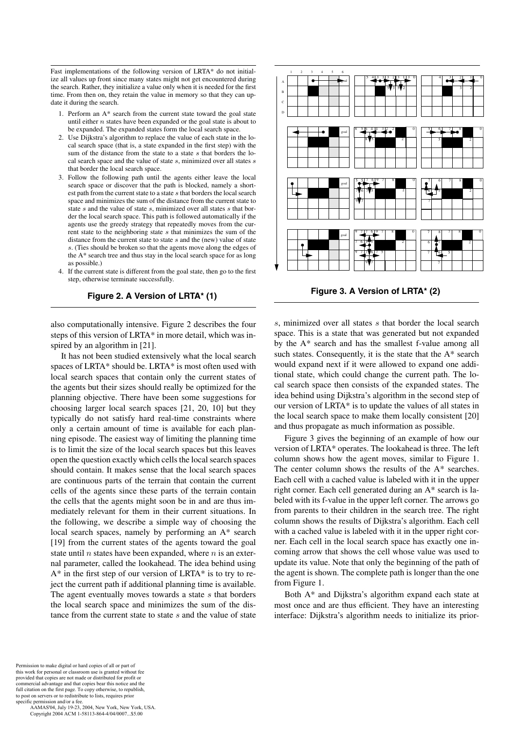Fast implementations of the following version of LRTA* do not initialize all values up front since many states might not get encountered during the search. Rather, they initialize a value only when it is needed for the first time. From then on, they retain the value in memory so that they can update it during the search.

1. Perform an A* search from the current state toward the goal state until either $n$ states have been expanded or the goal state is about to be expanded. The expanded states form the local search space.
2. Use Dijkstra's algorithm to replace the value of each state in the local search space (that is, a state expanded in the first step) with the sum of the distance from the state to a state $s$ that borders the local search space and the value of state $s$, minimized over all states $s$ that border the local search space.
3. Follow the following path until the agents either leave the local search space or discover that the path is blocked, namely a shortest path from the current state to a state $s$ that borders the local search space and minimizes the sum of the distance from the current state to state $s$ and the value of state $s$, minimized over all states $s$ that border the local search space. This path is followed automatically if the agents use the greedy strategy that repeatedly moves from the current state to the neighboring state $s$ that minimizes the sum of the distance from the current state to state $s$ and the (new) value of state $s$. (Ties should be broken so that the agents move along the edges of the A* search tree and thus stay in the local search space for as long as possible.)
4. If the current state is different from the goal state, then go to the first step, otherwise terminate successfully.

**Figure 2. A Version of LRTA* (1)**

**Figure 3. A Version of LRTA* (2)**

also computationally intensive. Figure 2 describes the four steps of this version of LRTA* in more detail, which was inspired by an algorithm in [21].

It has not been studied extensively what the local search spaces of LRTA* should be. LRTA* is most often used with local search spaces that contain only the current states of the agents but their sizes should really be optimized for the planning objective. There have been some suggestions for choosing larger local search spaces [21, 20, 10] but they typically do not satisfy hard real-time constraints where only a certain amount of time is available for each planning episode. The easiest way of limiting the planning time is to limit the size of the local search spaces but this leaves open the question exactly which cells the local search spaces should contain. It makes sense that the local search spaces are continuous parts of the terrain that contain the current cells of the agents since these parts of the terrain contain the cells that the agents might soon be in and are thus immediately relevant for them in their current situations. In the following, we describe a simple way of choosing the local search spaces, namely by performing an A* search [19] from the current states of the agents toward the goal state until $n$ states have been expanded, where $n$ is an external parameter, called the lookahead. The idea behind using A* in the first step of our version of LRTA* is to try to reject the current path if additional planning time is available. The agent eventually moves towards a state $s$ that borders the local search space and minimizes the sum of the distance from the current state to state $s$ and the value of state $s$, minimized over all states $s$ that border the local search space. This is a state that was generated but not expanded by the A* search and has the smallest f-value among all such states. Consequently, it is the state that the A* search would expand next if it were allowed to expand one additional state, which could change the current path. The local search space then consists of the expanded states. The idea behind using Dijkstra's algorithm in the second step of our version of LRTA* is to update the values of all states in the local search space to make them locally consistent [20] and thus propagate as much information as possible.

Figure 3 gives the beginning of an example of how our version of LRTA* operates. The lookahead is three. The left column shows how the agent moves, similar to Figure 1. The center column shows the results of the A* searches. Each cell with a cached value is labeled with it in the upper right corner. Each cell generated during an A* search is labeled with its f-value in the upper left corner. The arrows go from parents to their children in the search tree. The right column shows the results of Dijkstra's algorithm. Each cell with a cached value is labeled with it in the upper right corner. Each cell in the local search space has exactly one incoming arrow that shows the cell whose value was used to update its value. Note that only the beginning of the path of the agent is shown. The complete path is longer than the one from Figure 1.

Both A* and Dijkstra's algorithm expand each state at most once and are thus efficient. They have an interesting interface: Dijkstra's algorithm needs to initialize its prior-

Permission to make digital or hard copies of all or part of this work for personal or classroom use is granted without fee provided that copies are not made or distributed for profit or commercial advantage and that copies bear this notice and the full citation on the first page. To copy otherwise, to republish, to post on servers or to redistribute to lists, requires prior specific permission and/or a fee.
AAMAS'04, July 19-23, 2004, New York, New York, USA.
Copyright 2004 ACM 1-58113-864-4/04/0007...$5.00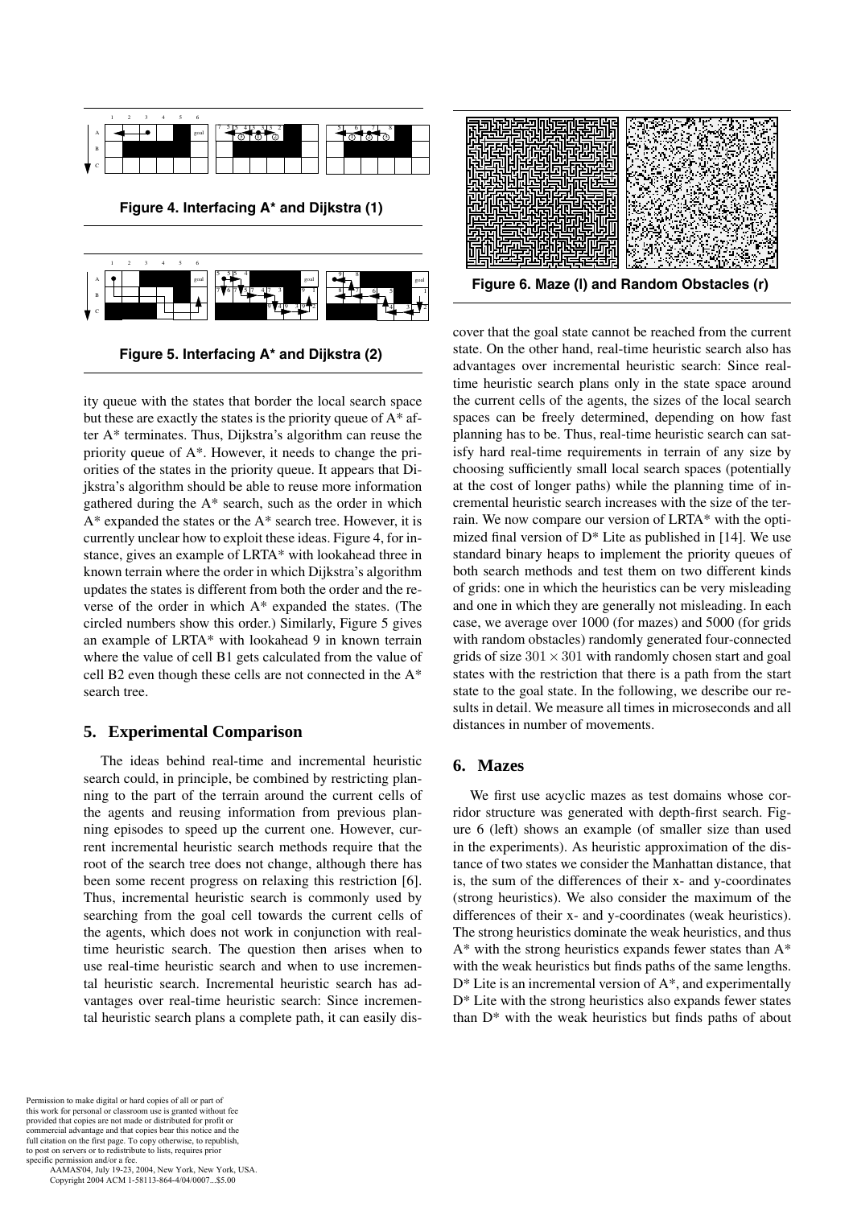**Figure 4. Interfacing A* and Dijkstra (1)**

**Figure 5. Interfacing A* and Dijkstra (2)**

ity queue with the states that border the local search space but these are exactly the states is the priority queue of A* after A* terminates. Thus, Dijkstra's algorithm can reuse the priority queue of A*. However, it needs to change the priorities of the states in the priority queue. It appears that Dijkstra's algorithm should be able to reuse more information gathered during the A* search, such as the order in which A* expanded the states or the A* search tree. However, it is currently unclear how to exploit these ideas. Figure 4, for instance, gives an example of LRTA* with lookahead three in known terrain where the order in which Dijkstra's algorithm updates the states is different from both the order and the reverse of the order in which A* expanded the states. (The circled numbers show this order.) Similarly, Figure 5 gives an example of LRTA* with lookahead 9 in known terrain where the value of cell B1 gets calculated from the value of cell B2 even though these cells are not connected in the A* search tree.

## 5. Experimental Comparison

The ideas behind real-time and incremental heuristic search could, in principle, be combined by restricting planning to the part of the terrain around the current cells of the agents and reusing information from previous planning episodes to speed up the current one. However, current incremental heuristic search methods require that the root of the search tree does not change, although there has been some recent progress on relaxing this restriction [6]. Thus, incremental heuristic search is commonly used by searching from the goal cell towards the current cells of the agents, which does not work in conjunction with real-time heuristic search. The question then arises when to use real-time heuristic search and when to use incremental heuristic search. Incremental heuristic search has advantages over real-time heuristic search: Since incremental heuristic search plans a complete path, it can easily discover that the goal state cannot be reached from the current state. On the other hand, real-time heuristic search also has advantages over incremental heuristic search: Since real-time heuristic search plans only in the state space around the current cells of the agents, the sizes of the local search spaces can be freely determined, depending on how fast planning has to be. Thus, real-time heuristic search can satisfy hard real-time requirements in terrain of any size by choosing sufficiently small local search spaces (potentially at the cost of longer paths) while the planning time of incremental heuristic search increases with the size of the terrain. We now compare our version of LRTA* with the optimized final version of D* Lite as published in [14]. We use standard binary heaps to implement the priority queues of both search methods and test them on two different kinds of grids: one in which the heuristics can be very misleading and one in which they are generally not misleading. In each case, we average over 1000 (for mazes) and 5000 (for grids with random obstacles) randomly generated four-connected grids of size $301 \times 301$ with randomly chosen start and goal states with the restriction that there is a path from the start state to the goal state. In the following, we describe our results in detail. We measure all times in microseconds and all distances in number of movements.

**Figure 6. Maze (l) and Random Obstacles (r)**

## 6. Mazes

We first use acyclic mazes as test domains whose corridor structure was generated with depth-first search. Figure 6 (left) shows an example (of smaller size than used in the experiments). As heuristic approximation of the distance of two states we consider the Manhattan distance, that is, the sum of the differences of their x- and y-coordinates (strong heuristics). We also consider the maximum of the differences of their x- and y-coordinates (weak heuristics). The strong heuristics dominate the weak heuristics, and thus A* with the strong heuristics expands fewer states than A* with the weak heuristics but finds paths of the same lengths. D* Lite is an incremental version of A*, and experimentally D* Lite with the strong heuristics also expands fewer states than D* with the weak heuristics but finds paths of about

Permission to make digital or hard copies of all or part of this work for personal or classroom use is granted without fee provided that copies are not made or distributed for profit or commercial advantage and that copies bear this notice and the full citation on the first page. To copy otherwise, to republish, to post on servers or to redistribute to lists, requires prior specific permission and/or a fee.
AAMAS'04, July 19-23, 2004, New York, New York, USA.
Copyright 2004 ACM 1-58113-864-4/04/0007...$5.00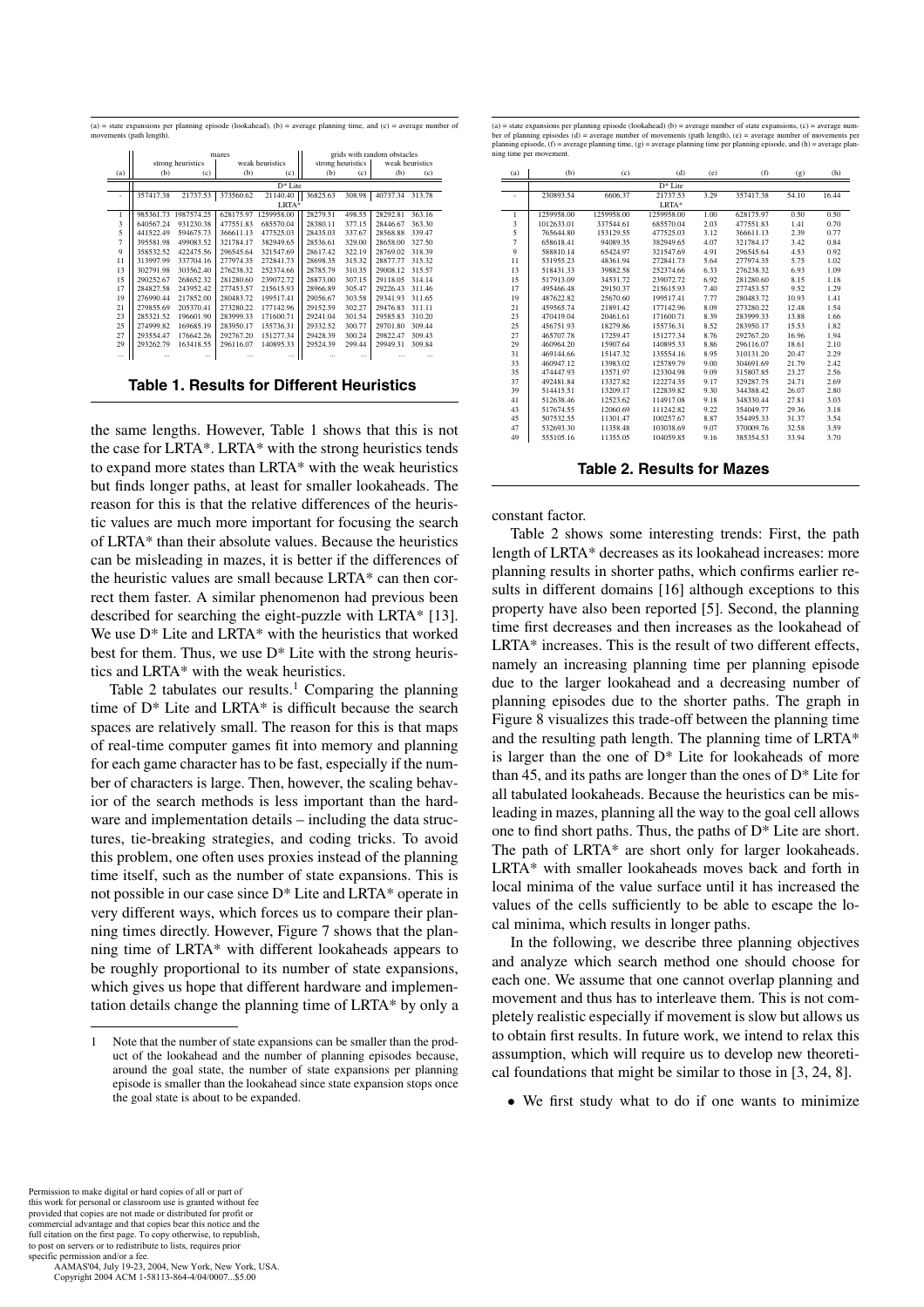(a) = state expansions per planning episode (lookahead), (b) = average planning time, and (c) = average number of movements (path length).

| | mazes | | | | grids with random obstacles | | | |
|---|---|---|---|---|---|---|---|---|
| | strong heuristics | | weak heuristics | | strong heuristics | | weak heuristics | |
| (a) | (b) | (c) | (b) | (c) | (b) | (c) | (b) | (c) |
| | D* Lite | | | | | | | |
| - | 357417.38 | 21737.53 | 373560.62 | 21140.40 | 36825.63 | 308.98 | 40737.34 | 313.78 |
| | LRTA* | | | | | | | |
| 1 | 985361.73 | 1987574.25 | 628175.97 | 1259958.00 | 28279.51 | 498.55 | 28292.81 | 363.16 |
| 3 | 640567.24 | 931230.38 | 477551.83 | 685570.04 | 28380.11 | 377.15 | 28446.67 | 363.30 |
| 5 | 441522.49 | 594675.73 | 366611.13 | 477525.03 | 28435.03 | 337.67 | 28568.88 | 339.47 |
| 7 | 395581.98 | 499083.52 | 321784.17 | 382949.65 | 28536.61 | 329.00 | 28658.00 | 327.50 |
| 9 | 358532.52 | 422475.56 | 296545.64 | 321547.69 | 28617.42 | 322.19 | 28769.02 | 318.39 |
| 11 | 313997.99 | 337704.16 | 277974.35 | 272841.73 | 28698.35 | 315.32 | 28877.77 | 315.32 |
| 13 | 302791.98 | 303562.40 | 276238.32 | 252374.66 | 28785.79 | 310.35 | 29008.12 | 315.57 |
| 15 | 290252.67 | 268652.32 | 281280.60 | 239072.72 | 28873.00 | 307.15 | 29118.05 | 314.14 |
| 17 | 284827.58 | 243952.42 | 277453.57 | 215615.93 | 28966.89 | 305.47 | 29226.43 | 311.46 |
| 19 | 276990.44 | 217852.00 | 280483.72 | 199517.41 | 29056.67 | 303.58 | 29341.93 | 311.65 |
| 21 | 279855.69 | 205370.41 | 273280.22 | 177142.96 | 29152.59 | 302.27 | 29476.83 | 311.11 |
| 23 | 285321.52 | 196601.90 | 283999.33 | 171600.71 | 29241.04 | 301.54 | 29585.83 | 310.20 |
| 25 | 274999.82 | 169685.19 | 283950.17 | 155736.31 | 29332.52 | 300.77 | 29701.80 | 309.44 |
| 27 | 293554.47 | 176642.26 | 292767.20 | 151277.34 | 29428.39 | 300.24 | 29822.47 | 309.43 |
| 29 | 293262.79 | 163418.55 | 296116.07 | 140895.33 | 29524.39 | 299.44 | 29949.31 | 309.84 |
| ... | ... | ... | ... | ... | ... | ... | ... | ... |

**Table 1. Results for Different Heuristics**

the same lengths. However, Table 1 shows that this is not the case for LRTA*. LRTA* with the strong heuristics tends to expand more states than LRTA* with the weak heuristics but finds longer paths, at least for smaller lookaheads. The reason for this is that the relative differences of the heuristic values are much more important for focusing the search of LRTA* than their absolute values. Because the heuristics can be misleading in mazes, it is better if the differences of the heuristic values are small because LRTA* can then correct them faster. A similar phenomenon had previous been described for searching the eight-puzzle with LRTA* [13]. We use D* Lite and LRTA* with the heuristics that worked best for them. Thus, we use D* Lite with the strong heuristics and LRTA* with the weak heuristics.

Table 2 tabulates our results.[1] Comparing the planning time of D* Lite and LRTA* is difficult because the search spaces are relatively small. The reason for this is that maps of real-time computer games fit into memory and planning for each game character has to be fast, especially if the number of characters is large. Then, however, the scaling behavior of the search methods is less important than the hardware and implementation details – including the data structures, tie-breaking strategies, and coding tricks. To avoid this problem, one often uses proxies instead of the planning time itself, such as the number of state expansions. This is not possible in our case since D* Lite and LRTA* operate in very different ways, which forces us to compare their planning times directly. However, Figure 7 shows that the planning time of LRTA* with different lookaheads appears to be roughly proportional to its number of state expansions, which gives us hope that different hardware and implementation details change the planning time of LRTA* by only a constant factor.

[1] Note that the number of state expansions can be smaller than the product of the lookahead and the number of planning episodes because, around the goal state, the number of state expansions per planning episode is smaller than the lookahead since state expansion stops once the goal state is about to be expanded.

(a) = state expansions per planning episode (lookahead) (b) = average number of state expansions, (c) = average number of planning episodes (d) = average number of movements (path length), (e) = average number of movements per planning episode, (f) = average planning time, (g) = average planning time per planning episode, and (h) = average planning time per movement.

| (a) | (b) | (c) | (d) | (e) | (f) | (g) | (h) |
|---|---|---|---|---|---|---|---|
| | | | D* Lite | | | | |
| - | 230893.54 | 6606.37 | 21737.53 | 3.29 | 357417.38 | 54.10 | 16.44 |
| | | | LRTA* | | | | |
| 1 | 1259958.00 | 1259958.00 | 1259958.00 | 1.00 | 628175.97 | 0.50 | 0.50 |
| 3 | 1012633.01 | 337544.61 | 685570.04 | 2.03 | 477551.83 | 1.41 | 0.70 |
| 5 | 765644.80 | 153129.55 | 477525.03 | 3.12 | 366611.13 | 2.39 | 0.77 |
| 7 | 658618.41 | 94089.35 | 382949.65 | 4.07 | 321784.17 | 3.42 | 0.84 |
| 9 | 588810.14 | 65424.97 | 321547.69 | 4.91 | 296545.64 | 4.53 | 0.92 |
| 11 | 531955.23 | 48361.94 | 272841.73 | 5.64 | 277974.35 | 5.75 | 1.02 |
| 13 | 518431.33 | 39882.58 | 252374.66 | 6.33 | 276238.32 | 6.93 | 1.09 |
| 15 | 517913.09 | 34531.72 | 239072.72 | 6.92 | 281280.60 | 8.15 | 1.18 |
| 17 | 495466.48 | 29150.37 | 215615.93 | 7.40 | 277453.57 | 9.52 | 1.29 |
| 19 | 487622.82 | 25670.60 | 199517.41 | 7.77 | 280483.72 | 10.93 | 1.41 |
| 21 | 459565.74 | 21891.42 | 177142.96 | 8.09 | 273280.22 | 12.48 | 1.54 |
| 23 | 470419.04 | 20461.61 | 171600.71 | 8.39 | 283999.33 | 13.88 | 1.66 |
| 25 | 456751.93 | 18279.86 | 155736.31 | 8.52 | 283950.17 | 15.53 | 1.82 |
| 27 | 465707.78 | 17259.47 | 151277.34 | 8.76 | 292767.20 | 16.96 | 1.94 |
| 29 | 460964.20 | 15907.64 | 140895.33 | 8.86 | 296116.07 | 18.61 | 2.10 |
| 31 | 469144.66 | 15147.32 | 135554.16 | 8.95 | 310131.20 | 20.47 | 2.29 |
| 33 | 460947.12 | 13983.02 | 125789.79 | 9.00 | 304691.69 | 21.79 | 2.42 |
| 35 | 474447.93 | 13571.97 | 123304.98 | 9.09 | 315807.85 | 23.27 | 2.56 |
| 37 | 492481.84 | 13327.82 | 122274.35 | 9.17 | 329287.75 | 24.71 | 2.69 |
| 39 | 514415.51 | 13209.17 | 122839.82 | 9.30 | 344388.42 | 26.07 | 2.80 |
| 41 | 512638.46 | 12523.62 | 114917.08 | 9.18 | 348330.44 | 27.81 | 3.03 |
| 43 | 517674.55 | 12060.69 | 111242.82 | 9.22 | 354049.77 | 29.36 | 3.18 |
| 45 | 507532.55 | 11301.47 | 100257.67 | 8.87 | 354495.33 | 31.37 | 3.54 |
| 47 | 532693.30 | 11358.48 | 103038.69 | 9.07 | 370009.76 | 32.58 | 3.59 |
| 49 | 555105.16 | 11355.05 | 104059.85 | 9.16 | 385354.53 | 33.94 | 3.70 |

**Table 2. Results for Mazes**

Table 2 shows some interesting trends: First, the path length of LRTA* decreases as its lookahead increases: more planning results in shorter paths, which confirms earlier results in different domains [16] although exceptions to this property have also been reported [5]. Second, the planning time first decreases and then increases as the lookahead of LRTA* increases. This is the result of two different effects, namely an increasing planning time per planning episode due to the larger lookahead and a decreasing number of planning episodes due to the shorter paths. The graph in Figure 8 visualizes this trade-off between the planning time and the resulting path length. The planning time of LRTA* is larger than the one of D* Lite for lookaheads of more than 45, and its paths are longer than the ones of D* Lite for all tabulated lookaheads. Because the heuristics can be misleading in mazes, planning all the way to the goal cell allows one to find short paths. Thus, the paths of D* Lite are short. The path of LRTA* are short only for larger lookaheads. LRTA* with smaller lookaheads moves back and forth in local minima of the value surface until it has increased the values of the cells sufficiently to be able to escape the local minima, which results in longer paths.

In the following, we describe three planning objectives and analyze which search method one should choose for each one. We assume that one cannot overlap planning and movement and thus has to interleave them. This is not completely realistic especially if movement is slow but allows us to obtain first results. In future work, we intend to relax this assumption, which will require us to develop new theoretical foundations that might be similar to those in [3, 24, 8].

- We first study what to do if one wants to minimize

Permission to make digital or hard copies of all or part of this work for personal or classroom use is granted without fee provided that copies are not made or distributed for profit or commercial advantage and that copies bear this notice and the full citation on the first page. To copy otherwise, to republish, to post on servers or to redistribute to lists, requires prior specific permission and/or a fee.
AAMAS'04, July 19-23, 2004, New York, New York, USA.
Copyright 2004 ACM 1-58113-864-4/04/0007...$5.00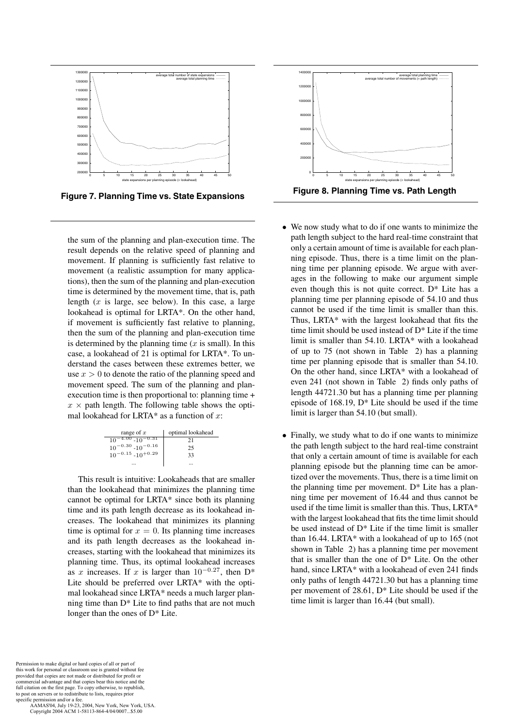Figure 7. Planning Time vs. State Expansions

Figure 8. Planning Time vs. Path Length

the sum of the planning and plan-execution time. The result depends on the relative speed of planning and movement. If planning is sufficiently fast relative to movement (a realistic assumption for many applications), then the sum of the planning and plan-execution time is determined by the movement time, that is, path length ($x$ is large, see below). In this case, a large lookahead is optimal for LRTA*. On the other hand, if movement is sufficiently fast relative to planning, then the sum of the planning and plan-execution time is determined by the planning time ($x$ is small). In this case, a lookahead of 21 is optimal for LRTA*. To understand the cases between these extremes better, we use $x > 0$ to denote the ratio of the planning speed and movement speed. The sum of the planning and plan-execution time is then proportional to: planning time + $x \times$ path length. The following table shows the optimal lookahead for LRTA* as a function of $x$:

| range of $x$ | optimal lookahead |
|---|---|
| $10^{-4.00}$ - $10^{-0.31}$ | 21 |
| $10^{-0.30}$ - $10^{-0.16}$ | 25 |
| $10^{-0.15}$ - $10^{+0.29}$ | 33 |
| ... | ... |

This result is intuitive: Lookaheads that are smaller than the lookahead that minimizes the planning time cannot be optimal for LRTA* since both its planning time and its path length decrease as its lookahead increases. The lookahead that minimizes its planning time is optimal for $x = 0$. Its planning time increases and its path length decreases as the lookahead increases, starting with the lookahead that minimizes its planning time. Thus, its optimal lookahead increases as $x$ increases. If $x$ is larger than $10^{-0.27}$, then D* Lite should be preferred over LRTA* with the optimal lookahead since LRTA* needs a much larger planning time than D* Lite to find paths that are not much longer than the ones of D* Lite.

- We now study what to do if one wants to minimize the path length subject to the hard real-time constraint that only a certain amount of time is available for each planning episode. Thus, there is a time limit on the planning time per planning episode. We argue with averages in the following to make our argument simple even though this is not quite correct. D* Lite has a planning time per planning episode of 54.10 and thus cannot be used if the time limit is smaller than this. Thus, LRTA* with the largest lookahead that fits the time limit should be used instead of D* Lite if the time limit is smaller than 54.10. LRTA* with a lookahead of up to 75 (not shown in Table 2) has a planning time per planning episode that is smaller than 54.10. On the other hand, since LRTA* with a lookahead of even 241 (not shown in Table 2) finds only paths of length 44721.30 but has a planning time per planning episode of 168.19, D* Lite should be used if the time limit is larger than 54.10 (but small).

- Finally, we study what to do if one wants to minimize the path length subject to the hard real-time constraint that only a certain amount of time is available for each planning episode but the planning time can be amortized over the movements. Thus, there is a time limit on the planning time per movement. D* Lite has a planning time per movement of 16.44 and thus cannot be used if the time limit is smaller than this. Thus, LRTA* with the largest lookahead that fits the time limit should be used instead of D* Lite if the time limit is smaller than 16.44. LRTA* with a lookahead of up to 165 (not shown in Table 2) has a planning time per movement that is smaller than the one of D* Lite. On the other hand, since LRTA* with a lookahead of even 241 finds only paths of length 44721.30 but has a planning time per movement of 28.61, D* Lite should be used if the time limit is larger than 16.44 (but small).

Permission to make digital or hard copies of all or part of this work for personal or classroom use is granted without fee provided that copies are not made or distributed for profit or commercial advantage and that copies bear this notice and the full citation on the first page. To copy otherwise, to republish, to post on servers or to redistribute to lists, requires prior specific permission and/or a fee.
AAMAS'04, July 19-23, 2004, New York, New York, USA.
Copyright 2004 ACM 1-58113-864-4/04/0007...$5.00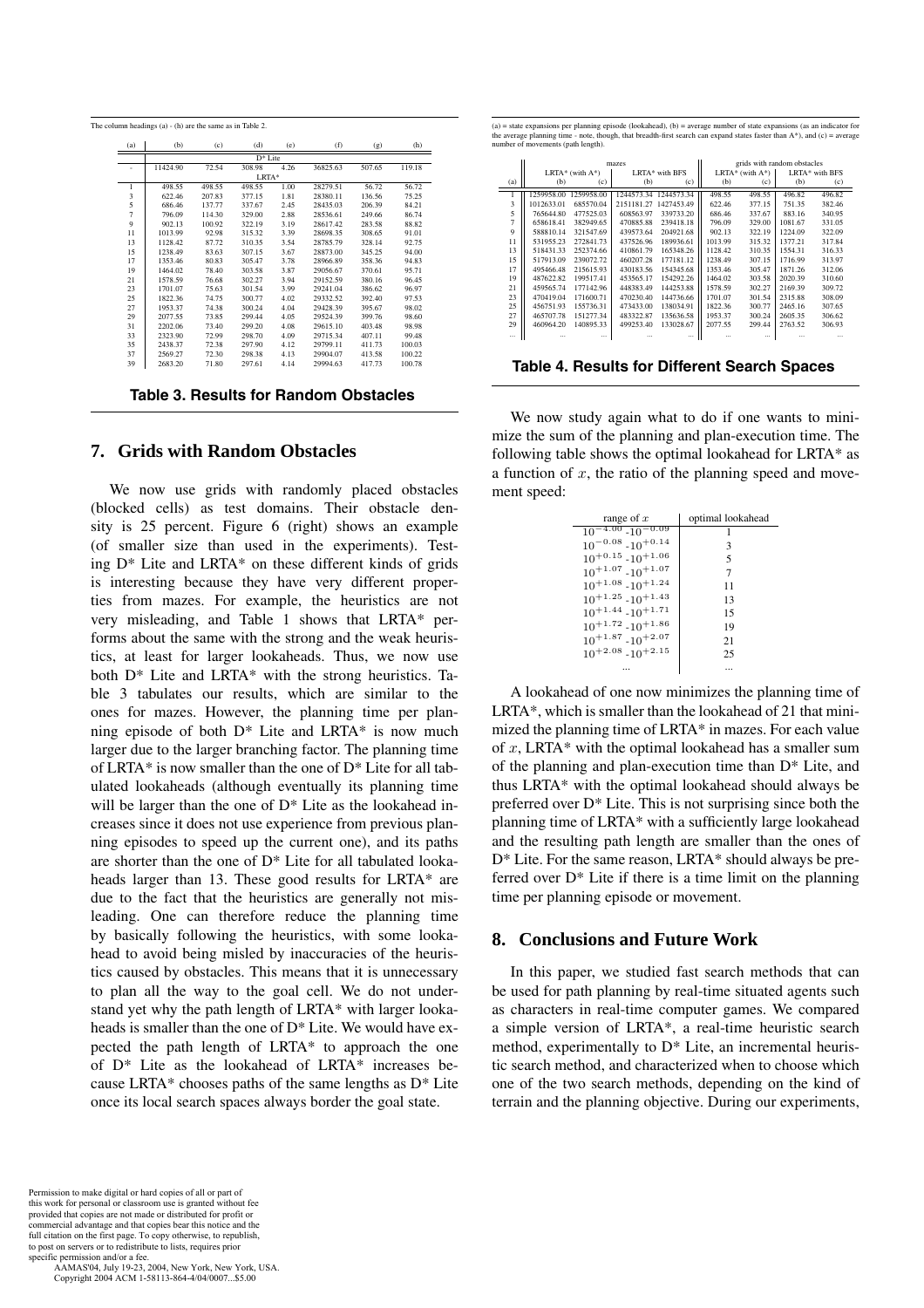The column headings (a) - (h) are the same as in Table 2.

| (a) | (b) | (c) | (d) | (e) | (f) | (g) | (h) |
|---|---|---|---|---|---|---|---|
| | | | D* Lite | | | | |
| - | 11424.90 | 72.54 | 308.98 | 4.26 | 36825.63 | 507.65 | 119.18 |
| | | | LRTA* | | | | |
| 1 | 498.55 | 498.55 | 498.55 | 1.00 | 28279.51 | 56.72 | 56.72 |
| 3 | 622.46 | 207.83 | 377.15 | 1.81 | 28380.11 | 136.56 | 75.25 |
| 5 | 686.46 | 137.77 | 337.67 | 2.45 | 28435.03 | 206.39 | 84.21 |
| 7 | 796.09 | 114.30 | 329.00 | 2.88 | 28536.61 | 249.66 | 86.74 |
| 9 | 902.13 | 100.92 | 322.19 | 3.19 | 28617.42 | 283.58 | 88.82 |
| 11 | 1013.99 | 92.98 | 315.32 | 3.39 | 28698.35 | 308.65 | 91.01 |
| 13 | 1128.42 | 87.72 | 310.35 | 3.54 | 28785.79 | 328.14 | 92.75 |
| 15 | 1238.49 | 83.63 | 307.15 | 3.67 | 28873.00 | 345.25 | 94.00 |
| 17 | 1353.46 | 80.83 | 305.47 | 3.78 | 28966.89 | 358.36 | 94.83 |
| 19 | 1464.02 | 78.40 | 303.58 | 3.87 | 29056.67 | 370.61 | 95.71 |
| 21 | 1578.59 | 76.68 | 302.27 | 3.94 | 29152.59 | 380.16 | 96.45 |
| 23 | 1701.07 | 75.63 | 301.54 | 3.99 | 29241.04 | 386.62 | 96.97 |
| 25 | 1822.36 | 74.75 | 300.77 | 4.02 | 29332.52 | 392.40 | 97.53 |
| 27 | 1953.37 | 74.38 | 300.24 | 4.04 | 29428.39 | 395.67 | 98.02 |
| 29 | 2077.55 | 73.85 | 299.44 | 4.05 | 29524.39 | 399.76 | 98.60 |
| 31 | 2202.06 | 73.40 | 299.20 | 4.08 | 29615.10 | 403.48 | 98.98 |
| 33 | 2323.90 | 72.99 | 298.70 | 4.09 | 29715.34 | 407.11 | 99.48 |
| 35 | 2438.37 | 72.38 | 297.90 | 4.12 | 29799.11 | 411.73 | 100.03 |
| 37 | 2569.27 | 72.30 | 298.38 | 4.13 | 29904.07 | 413.58 | 100.22 |
| 39 | 2683.20 | 71.80 | 297.61 | 4.14 | 29994.63 | 417.73 | 100.78 |

**Table 3. Results for Random Obstacles**

## 7. Grids with Random Obstacles

We now use grids with randomly placed obstacles (blocked cells) as test domains. Their obstacle density is 25 percent. Figure 6 (right) shows an example (of smaller size than used in the experiments). Testing D* Lite and LRTA* on these different kinds of grids is interesting because they have very different properties from mazes. For example, the heuristics are not very misleading, and Table 1 shows that LRTA* performs about the same with the strong and the weak heuristics, at least for larger lookaheads. Thus, we now use both D* Lite and LRTA* with the strong heuristics. Table 3 tabulates our results, which are similar to the ones for mazes. However, the planning time per planning episode of both D* Lite and LRTA* is now much larger due to the larger branching factor. The planning time of LRTA* is now smaller than the one of D* Lite for all tabulated lookaheads (although eventually its planning time will be larger than the one of D* Lite as the lookahead increases since it does not use experience from previous planning episodes to speed up the current one), and its paths are shorter than the one of D* Lite for all tabulated lookaheads larger than 13. These good results for LRTA* are due to the fact that the heuristics are generally not misleading. One can therefore reduce the planning time by basically following the heuristics, with some lookahead to avoid being misled by inaccuracies of the heuristics caused by obstacles. This means that it is unnecessary to plan all the way to the goal cell. We do not understand yet why the path length of LRTA* with larger lookaheads is smaller than the one of D* Lite. We would have expected the path length of LRTA* to approach the one of D* Lite as the lookahead of LRTA* increases because LRTA* chooses paths of the same lengths as D* Lite once its local search spaces always border the goal state.

(a) = state expansions per planning episode (lookahead), (b) = average number of state expansions (as an indicator for the average planning time - note, though, that breadth-first search can expand states faster than A*), and (c) = average number of movements (path length).

| | mazes | | | | grids with random obstacles | | | |
|---|---|---|---|---|---|---|---|---|
| | LRTA* (with A*) | | LRTA* with BFS | | LRTA* (with A*) | | LRTA* with BFS | |
| (a) | (b) | (c) | (b) | (c) | (b) | (c) | (b) | (c) |
| 1 | 1259958.00 | 1259958.00 | 1244573.34 | 1244573.34 | 498.55 | 498.55 | 496.82 | 496.82 |
| 3 | 1012633.01 | 685570.04 | 2151181.27 | 1427453.49 | 622.46 | 377.15 | 751.35 | 382.46 |
| 5 | 765644.80 | 477525.03 | 608563.97 | 339733.20 | 686.46 | 337.67 | 883.16 | 340.95 |
| 7 | 658618.41 | 382949.65 | 470885.88 | 239418.18 | 796.09 | 329.00 | 1081.67 | 331.05 |
| 9 | 588810.14 | 321547.69 | 439573.64 | 204921.68 | 902.13 | 322.19 | 1224.09 | 322.09 |
| 11 | 531955.23 | 272841.73 | 437526.96 | 189936.61 | 1013.99 | 315.32 | 1377.21 | 317.84 |
| 13 | 518431.33 | 252374.66 | 410861.79 | 165348.26 | 1128.42 | 310.35 | 1554.31 | 316.33 |
| 15 | 517913.09 | 239072.72 | 460207.28 | 177181.12 | 1238.49 | 307.15 | 1716.99 | 313.97 |
| 17 | 495466.48 | 215615.93 | 430183.56 | 154345.68 | 1353.46 | 305.47 | 1871.26 | 312.06 |
| 19 | 487622.82 | 199517.41 | 453565.17 | 154292.26 | 1464.02 | 303.58 | 2020.39 | 310.60 |
| 21 | 459565.74 | 177142.96 | 448383.49 | 144253.88 | 1578.59 | 302.27 | 2169.39 | 309.72 |
| 23 | 470419.04 | 171600.71 | 470230.40 | 144736.66 | 1701.07 | 301.54 | 2315.88 | 308.09 |
| 25 | 456751.93 | 155736.31 | 473433.00 | 138034.91 | 1822.36 | 300.77 | 2465.16 | 307.65 |
| 27 | 465707.78 | 151277.34 | 483322.87 | 135636.58 | 1953.37 | 300.24 | 2605.35 | 306.62 |
| 29 | 460964.20 | 140895.33 | 499253.40 | 133028.67 | 2077.55 | 299.44 | 2763.52 | 306.93 |
| ... | ... | ... | ... | ... | ... | ... | ... | ... |

**Table 4. Results for Different Search Spaces**

We now study again what to do if one wants to minimize the sum of the planning and plan-execution time. The following table shows the optimal lookahead for LRTA* as a function of $x$, the ratio of the planning speed and movement speed:

| range of $x$ | optimal lookahead |
|---|---|
| $10^{-4.00}$ - $10^{-0.09}$ | 1 |
| $10^{-0.08}$ - $10^{+0.14}$ | 3 |
| $10^{+0.15}$ - $10^{+1.06}$ | 5 |
| $10^{+1.07}$ - $10^{+1.07}$ | 7 |
| $10^{+1.08}$ - $10^{+1.24}$ | 11 |
| $10^{+1.25}$ - $10^{+1.43}$ | 13 |
| $10^{+1.44}$ - $10^{+1.71}$ | 15 |
| $10^{+1.72}$ - $10^{+1.86}$ | 19 |
| $10^{+1.87}$ - $10^{+2.07}$ | 21 |
| $10^{+2.08}$ - $10^{+2.15}$ | 25 |
| ... | ... |

A lookahead of one now minimizes the planning time of LRTA*, which is smaller than the lookahead of 21 that minimized the planning time of LRTA* in mazes. For each value of $x$, LRTA* with the optimal lookahead has a smaller sum of the planning and plan-execution time than D* Lite, and thus LRTA* with the optimal lookahead should always be preferred over D* Lite. This is not surprising since both the planning time of LRTA* with a sufficiently large lookahead and the resulting path length are smaller than the ones of D* Lite. For the same reason, LRTA* should always be preferred over D* Lite if there is a time limit on the planning time per planning episode or movement.

## 8. Conclusions and Future Work

In this paper, we studied fast search methods that can be used for path planning by real-time situated agents such as characters in real-time computer games. We compared a simple version of LRTA*, a real-time heuristic search method, experimentally to D* Lite, an incremental heuristic search method, and characterized when to choose which one of the two search methods, depending on the kind of terrain and the planning objective. During our experiments,

Permission to make digital or hard copies of all or part of this work for personal or classroom use is granted without fee provided that copies are not made or distributed for profit or commercial advantage and that copies bear this notice and the full citation on the first page. To copy otherwise, to republish, to post on servers or to redistribute to lists, requires prior specific permission and/or a fee.
AAMAS'04, July 19-23, 2004, New York, New York, USA.
Copyright 2004 ACM 1-58113-864-4/04/0007...$5.00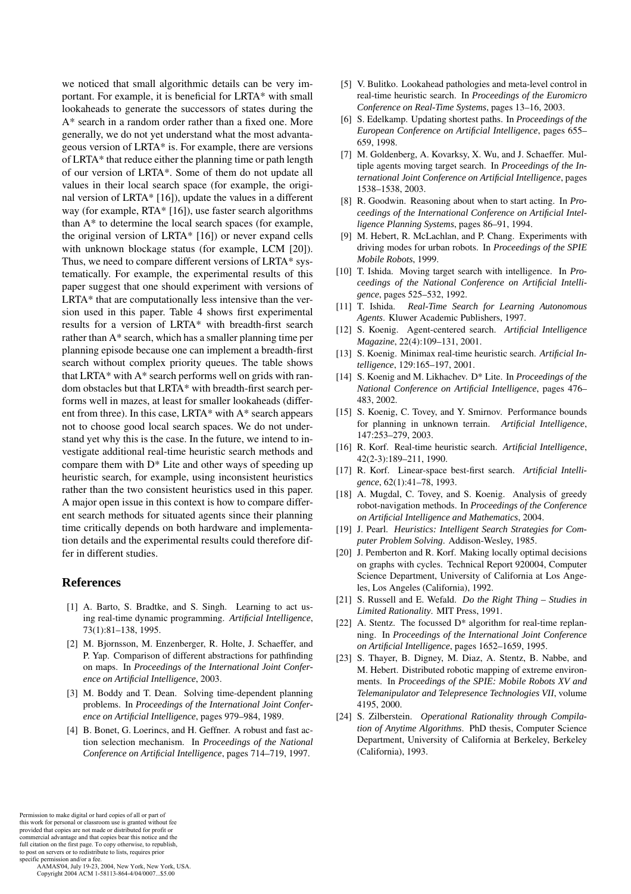we noticed that small algorithmic details can be very important. For example, it is beneficial for LRTA* with small lookaheads to generate the successors of states during the A* search in a random order rather than a fixed one. More generally, we do not yet understand what the most advantageous version of LRTA* is. For example, there are versions of LRTA* that reduce either the planning time or path length of our version of LRTA*. Some of them do not update all values in their local search space (for example, the original version of LRTA* [16]), update the values in a different way (for example, RTA* [16]), use faster search algorithms than A* to determine the local search spaces (for example, the original version of LRTA* [16]) or never expand cells with unknown blockage status (for example, LCM [20]). Thus, we need to compare different versions of LRTA* systematically. For example, the experimental results of this paper suggest that one should experiment with versions of LRTA* that are computationally less intensive than the version used in this paper. Table 4 shows first experimental results for a version of LRTA* with breadth-first search rather than A* search, which has a smaller planning time per planning episode because one can implement a breadth-first search without complex priority queues. The table shows that LRTA* with A* search performs well on grids with random obstacles but that LRTA* with breadth-first search performs well in mazes, at least for smaller lookaheads (different from three). In this case, LRTA* with A* search appears not to choose good local search spaces. We do not understand yet why this is the case. In the future, we intend to investigate additional real-time heuristic search methods and compare them with D* Lite and other ways of speeding up heuristic search, for example, using inconsistent heuristics rather than the two consistent heuristics used in this paper. A major open issue in this context is how to compare different search methods for situated agents since their planning time critically depends on both hardware and implementation details and the experimental results could therefore differ in different studies.

## References

[1] A. Barto, S. Bradtke, and S. Singh. Learning to act using real-time dynamic programming. *Artificial Intelligence*, 73(1):81–138, 1995.

[2] M. Bjornsson, M. Enzenberger, R. Holte, J. Schaeffer, and P. Yap. Comparison of different abstractions for pathfinding on maps. In *Proceedings of the International Joint Conference on Artificial Intelligence*, 2003.

[3] M. Boddy and T. Dean. Solving time-dependent planning problems. In *Proceedings of the International Joint Conference on Artificial Intelligence*, pages 979–984, 1989.

[4] B. Bonet, G. Loerincs, and H. Geffner. A robust and fast action selection mechanism. In *Proceedings of the National Conference on Artificial Intelligence*, pages 714–719, 1997.

[5] V. Bulitko. Lookahead pathologies and meta-level control in real-time heuristic search. In *Proceedings of the Euromicro Conference on Real-Time Systems*, pages 13–16, 2003.

[6] S. Edelkamp. Updating shortest paths. In *Proceedings of the European Conference on Artificial Intelligence*, pages 655–659, 1998.

[7] M. Goldenberg, A. Kovarksy, X. Wu, and J. Schaeffer. Multiple agents moving target search. In *Proceedings of the International Joint Conference on Artificial Intelligence*, pages 1538–1538, 2003.

[8] R. Goodwin. Reasoning about when to start acting. In *Proceedings of the International Conference on Artificial Intelligence Planning Systems*, pages 86–91, 1994.

[9] M. Hebert, R. McLachlan, and P. Chang. Experiments with driving modes for urban robots. In *Proceedings of the SPIE Mobile Robots*, 1999.

[10] T. Ishida. Moving target search with intelligence. In *Proceedings of the National Conference on Artificial Intelligence*, pages 525–532, 1992.

[11] T. Ishida. *Real-Time Search for Learning Autonomous Agents*. Kluwer Academic Publishers, 1997.

[12] S. Koenig. Agent-centered search. *Artificial Intelligence Magazine*, 22(4):109–131, 2001.

[13] S. Koenig. Minimax real-time heuristic search. *Artificial Intelligence*, 129:165–197, 2001.

[14] S. Koenig and M. Likhachev. D* Lite. In *Proceedings of the National Conference on Artificial Intelligence*, pages 476–483, 2002.

[15] S. Koenig, C. Tovey, and Y. Smirnov. Performance bounds for planning in unknown terrain. *Artificial Intelligence*, 147:253–279, 2003.

[16] R. Korf. Real-time heuristic search. *Artificial Intelligence*, 42(2-3):189–211, 1990.

[17] R. Korf. Linear-space best-first search. *Artificial Intelligence*, 62(1):41–78, 1993.

[18] A. Mugdal, C. Tovey, and S. Koenig. Analysis of greedy robot-navigation methods. In *Proceedings of the Conference on Artificial Intelligence and Mathematics*, 2004.

[19] J. Pearl. *Heuristics: Intelligent Search Strategies for Computer Problem Solving*. Addison-Wesley, 1985.

[20] J. Pemberton and R. Korf. Making locally optimal decisions on graphs with cycles. Technical Report 920004, Computer Science Department, University of California at Los Angeles, Los Angeles (California), 1992.

[21] S. Russell and E. Wefald. *Do the Right Thing – Studies in Limited Rationality*. MIT Press, 1991.

[22] A. Stentz. The focussed D* algorithm for real-time replanning. In *Proceedings of the International Joint Conference on Artificial Intelligence*, pages 1652–1659, 1995.

[23] S. Thayer, B. Digney, M. Diaz, A. Stentz, B. Nabbe, and M. Hebert. Distributed robotic mapping of extreme environments. In *Proceedings of the SPIE: Mobile Robots XV and Telemanipulator and Telepresence Technologies VII*, volume 4195, 2000.

[24] S. Zilberstein. *Operational Rationality through Compilation of Anytime Algorithms*. PhD thesis, Computer Science Department, University of California at Berkeley, Berkeley (California), 1993.

Permission to make digital or hard copies of all or part of this work for personal or classroom use is granted without fee provided that copies are not made or distributed for profit or commercial advantage and that copies bear this notice and the full citation on the first page. To copy otherwise, to republish, to post on servers or to redistribute to lists, requires prior specific permission and/or a fee.
AAMAS'04, July 19-23, 2004, New York, New York, USA.
Copyright 2004 ACM 1-58113-864-4/04/0007...$5.00